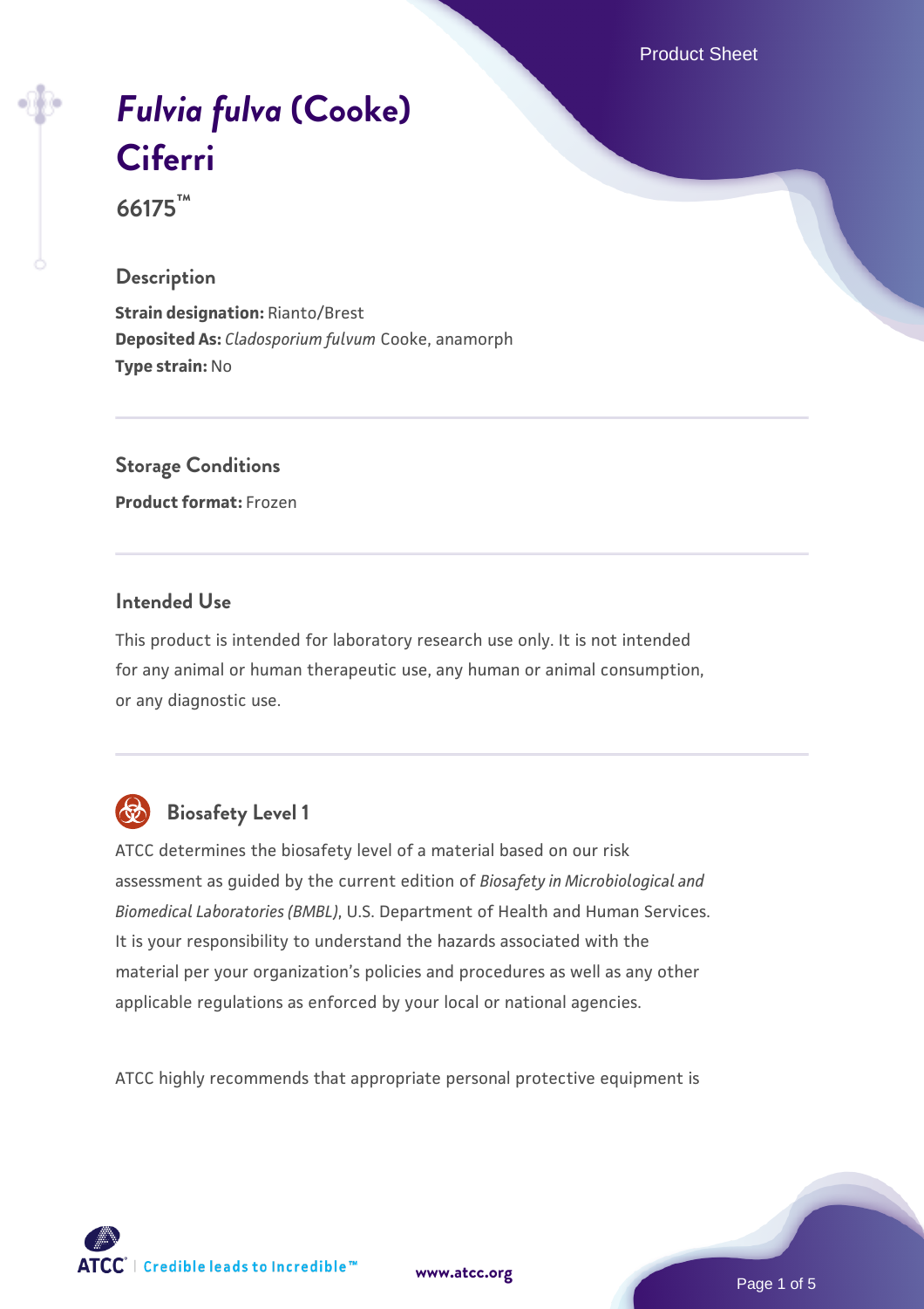# *Fulvia fulva* (Cooke) Ciferri

**66175™**

## Description

**Strain designation:** Rianto/Brest
**Deposited As:** *Cladosporium fulvum* Cooke, anamorph
**Type strain:** No

## Storage Conditions

**Product format:** Frozen

## Intended Use

This product is intended for laboratory research use only. It is not intended for any animal or human therapeutic use, any human or animal consumption, or any diagnostic use.

## Biosafety Level 1

ATCC determines the biosafety level of a material based on our risk assessment as guided by the current edition of *Biosafety in Microbiological and Biomedical Laboratories (BMBL)*, U.S. Department of Health and Human Services. It is your responsibility to understand the hazards associated with the material per your organization's policies and procedures as well as any other applicable regulations as enforced by your local or national agencies.

ATCC highly recommends that appropriate personal protective equipment is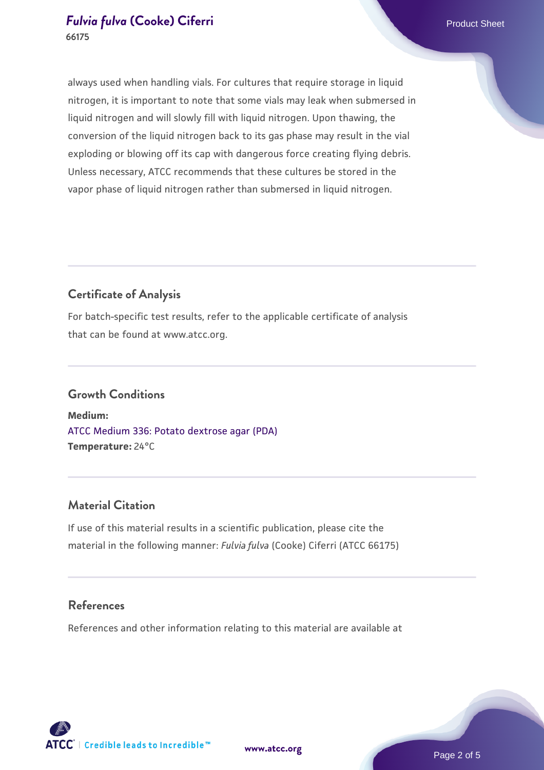always used when handling vials. For cultures that require storage in liquid nitrogen, it is important to note that some vials may leak when submersed in liquid nitrogen and will slowly fill with liquid nitrogen. Upon thawing, the conversion of the liquid nitrogen back to its gas phase may result in the vial exploding or blowing off its cap with dangerous force creating flying debris. Unless necessary, ATCC recommends that these cultures be stored in the vapor phase of liquid nitrogen rather than submersed in liquid nitrogen.

## Certificate of Analysis

For batch-specific test results, refer to the applicable certificate of analysis that can be found at www.atcc.org.

## Growth Conditions

**Medium:**
ATCC Medium 336: Potato dextrose agar (PDA)
**Temperature:** 24°C

## Material Citation

If use of this material results in a scientific publication, please cite the material in the following manner: *Fulvia fulva* (Cooke) Ciferri (ATCC 66175)

## References

References and other information relating to this material are available at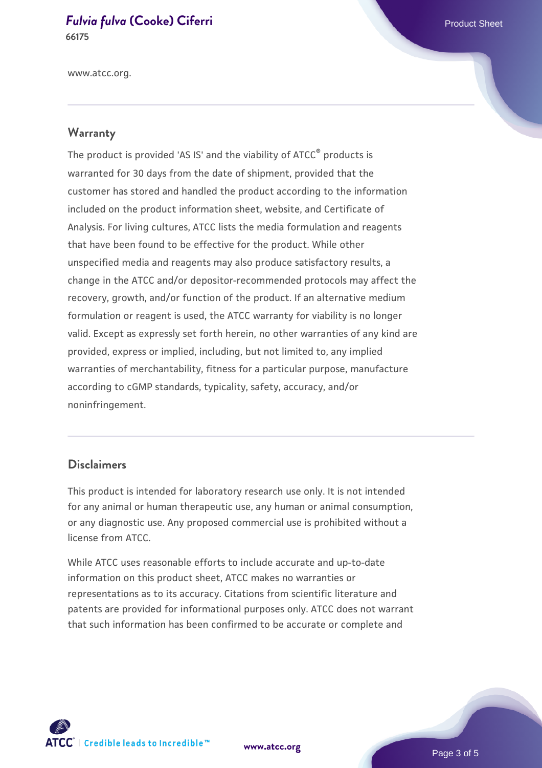www.atcc.org.

## Warranty

The product is provided 'AS IS' and the viability of ATCC® products is warranted for 30 days from the date of shipment, provided that the customer has stored and handled the product according to the information included on the product information sheet, website, and Certificate of Analysis. For living cultures, ATCC lists the media formulation and reagents that have been found to be effective for the product. While other unspecified media and reagents may also produce satisfactory results, a change in the ATCC and/or depositor-recommended protocols may affect the recovery, growth, and/or function of the product. If an alternative medium formulation or reagent is used, the ATCC warranty for viability is no longer valid. Except as expressly set forth herein, no other warranties of any kind are provided, express or implied, including, but not limited to, any implied warranties of merchantability, fitness for a particular purpose, manufacture according to cGMP standards, typicality, safety, accuracy, and/or noninfringement.

## Disclaimers

This product is intended for laboratory research use only. It is not intended for any animal or human therapeutic use, any human or animal consumption, or any diagnostic use. Any proposed commercial use is prohibited without a license from ATCC.

While ATCC uses reasonable efforts to include accurate and up-to-date information on this product sheet, ATCC makes no warranties or representations as to its accuracy. Citations from scientific literature and patents are provided for informational purposes only. ATCC does not warrant that such information has been confirmed to be accurate or complete and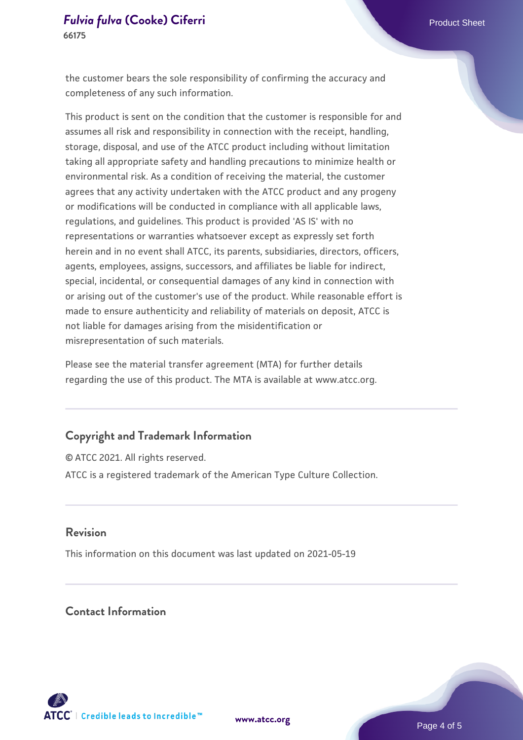the customer bears the sole responsibility of confirming the accuracy and completeness of any such information.

This product is sent on the condition that the customer is responsible for and assumes all risk and responsibility in connection with the receipt, handling, storage, disposal, and use of the ATCC product including without limitation taking all appropriate safety and handling precautions to minimize health or environmental risk. As a condition of receiving the material, the customer agrees that any activity undertaken with the ATCC product and any progeny or modifications will be conducted in compliance with all applicable laws, regulations, and guidelines. This product is provided 'AS IS' with no representations or warranties whatsoever except as expressly set forth herein and in no event shall ATCC, its parents, subsidiaries, directors, officers, agents, employees, assigns, successors, and affiliates be liable for indirect, special, incidental, or consequential damages of any kind in connection with or arising out of the customer's use of the product. While reasonable effort is made to ensure authenticity and reliability of materials on deposit, ATCC is not liable for damages arising from the misidentification or misrepresentation of such materials.

Please see the material transfer agreement (MTA) for further details regarding the use of this product. The MTA is available at www.atcc.org.

## Copyright and Trademark Information

© ATCC 2021. All rights reserved.

ATCC is a registered trademark of the American Type Culture Collection.

## Revision

This information on this document was last updated on 2021-05-19

## Contact Information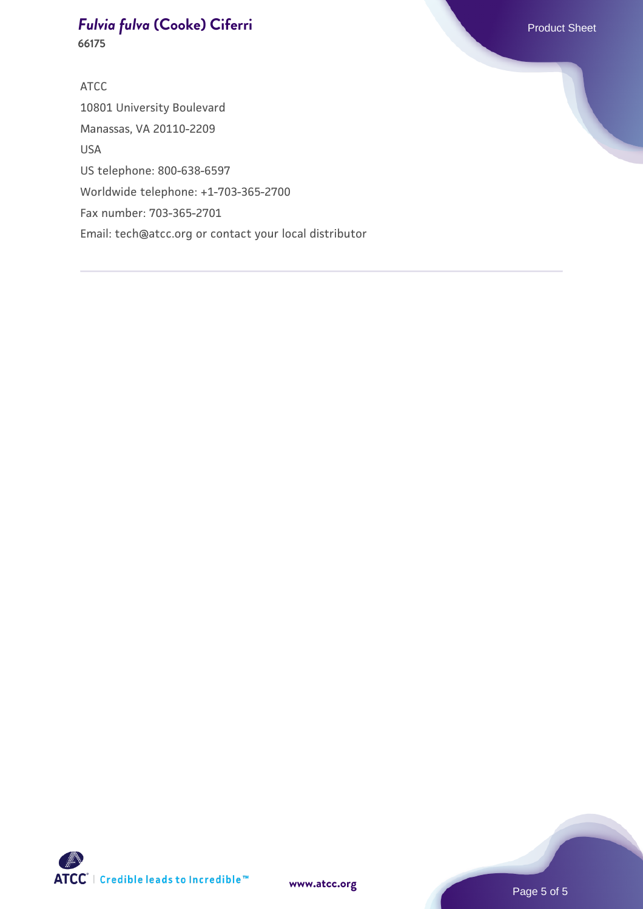ATCC

10801 University Boulevard

Manassas, VA 20110-2209

USA

US telephone: 800-638-6597

Worldwide telephone: +1-703-365-2700

Fax number: 703-365-2701

Email: tech@atcc.org or contact your local distributor